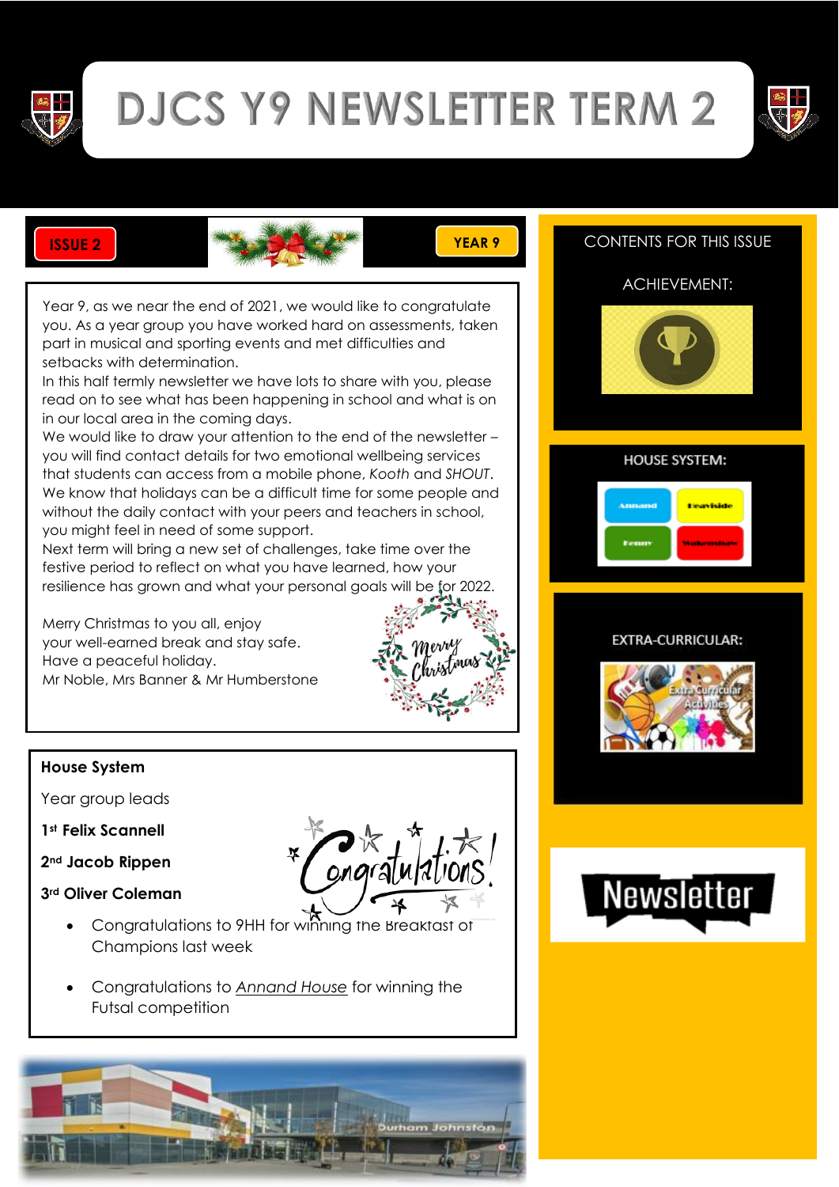# DJCS Y9 NEWSLETTER TERM 2

ISSUE 2

YEAR 9

Year 9, as we near the end of 2021, we would like to congratulate you. As a year group you have worked hard on assessments, taken part in musical and sporting events and met difficulties and setbacks with determination.

In this half termly newsletter we have lots to share with you, please read on to see what has been happening in school and what is on in our local area in the coming days.

We would like to draw your attention to the end of the newsletter – you will find contact details for two emotional wellbeing services that students can access from a mobile phone, *Kooth* and *SHOUT*. We know that holidays can be a difficult time for some people and without the daily contact with your peers and teachers in school, you might feel in need of some support.

Next term will bring a new set of challenges, take time over the festive period to reflect on what you have learned, how your resilience has grown and what your personal goals will be for 2022.

Merry Christmas to you all, enjoy your well-earned break and stay safe.
Have a peaceful holiday.
Mr Noble, Mrs Banner & Mr Humberstone

## House System

Year group leads

**1st Felix Scannell**

**2nd Jacob Rippen**

**3rd Oliver Coleman**

- Congratulations to 9HH for winning the Breakfast of Champions last week
- Congratulations to Annand House for winning the Futsal competition

---

CONTENTS FOR THIS ISSUE

ACHIEVEMENT:

HOUSE SYSTEM:

EXTRA-CURRICULAR:

Newsletter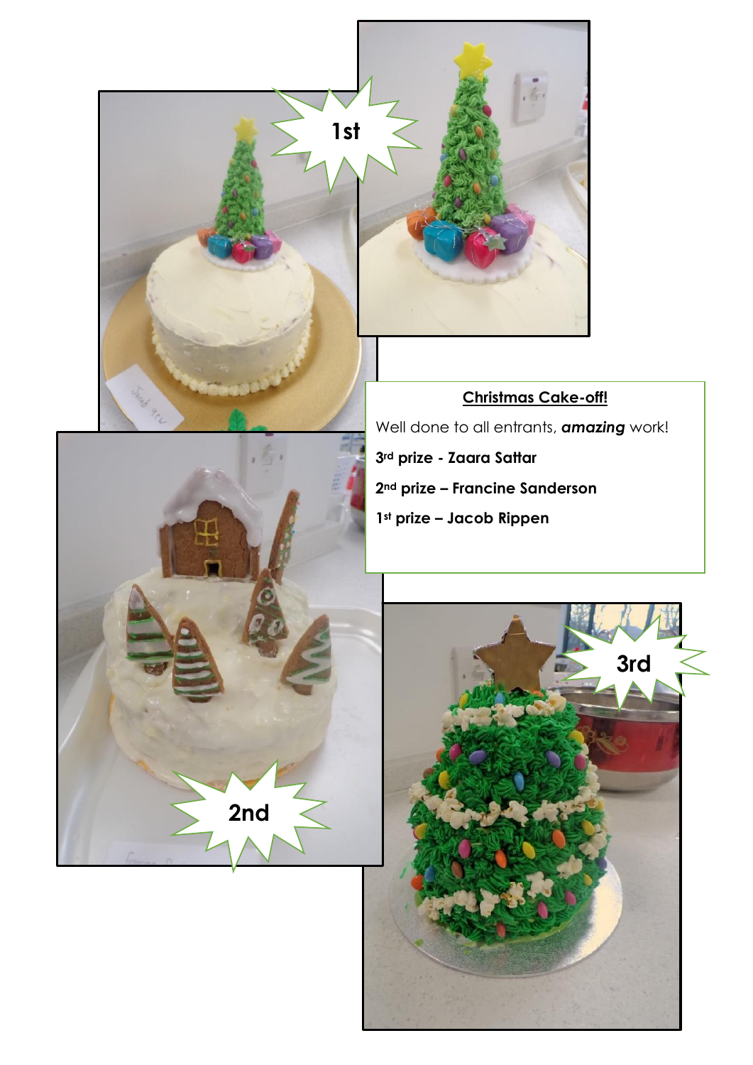1st

**Christmas Cake-off!**

Well done to all entrants, ***amazing*** work!

**3rd prize - Zaara Sattar**

**2nd prize – Francine Sanderson**

**1st prize – Jacob Rippen**

2nd

3rd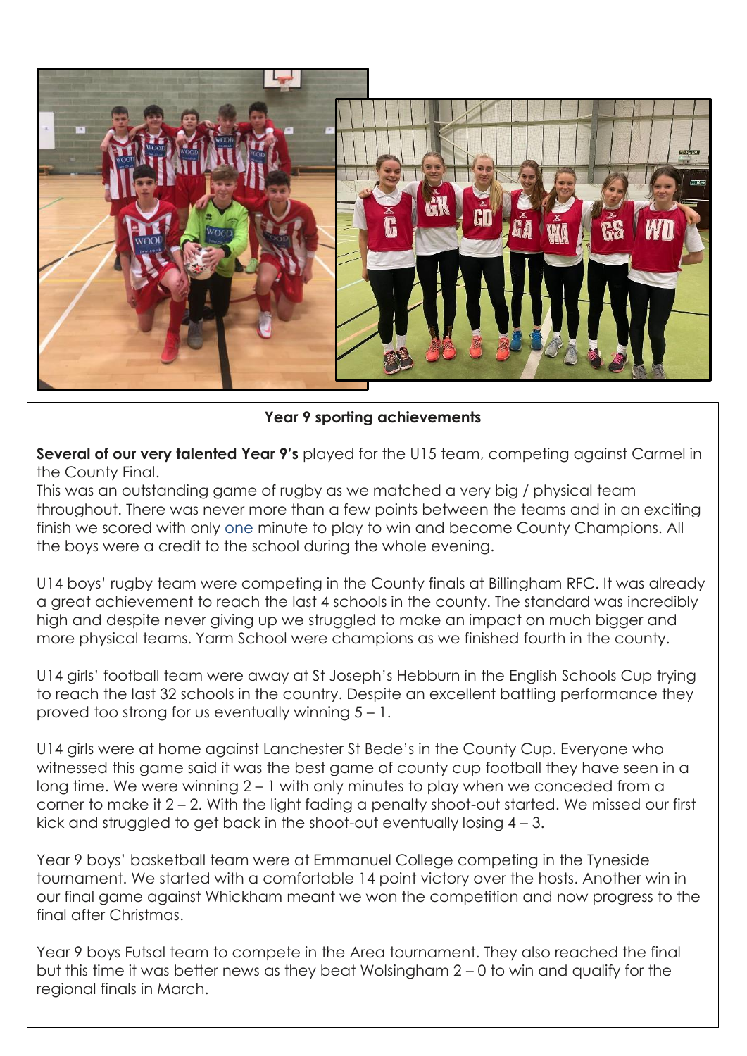**Year 9 sporting achievements**

**Several of our very talented Year 9's** played for the U15 team, competing against Carmel in the County Final.
This was an outstanding game of rugby as we matched a very big / physical team throughout. There was never more than a few points between the teams and in an exciting finish we scored with only one minute to play to win and become County Champions. All the boys were a credit to the school during the whole evening.

U14 boys' rugby team were competing in the County finals at Billingham RFC. It was already a great achievement to reach the last 4 schools in the county. The standard was incredibly high and despite never giving up we struggled to make an impact on much bigger and more physical teams. Yarm School were champions as we finished fourth in the county.

U14 girls' football team were away at St Joseph's Hebburn in the English Schools Cup trying to reach the last 32 schools in the country. Despite an excellent battling performance they proved too strong for us eventually winning 5 – 1.

U14 girls were at home against Lanchester St Bede's in the County Cup. Everyone who witnessed this game said it was the best game of county cup football they have seen in a long time. We were winning 2 – 1 with only minutes to play when we conceded from a corner to make it 2 – 2. With the light fading a penalty shoot-out started. We missed our first kick and struggled to get back in the shoot-out eventually losing 4 – 3.

Year 9 boys' basketball team were at Emmanuel College competing in the Tyneside tournament. We started with a comfortable 14 point victory over the hosts. Another win in our final game against Whickham meant we won the competition and now progress to the final after Christmas.

Year 9 boys Futsal team to compete in the Area tournament. They also reached the final but this time it was better news as they beat Wolsingham 2 – 0 to win and qualify for the regional finals in March.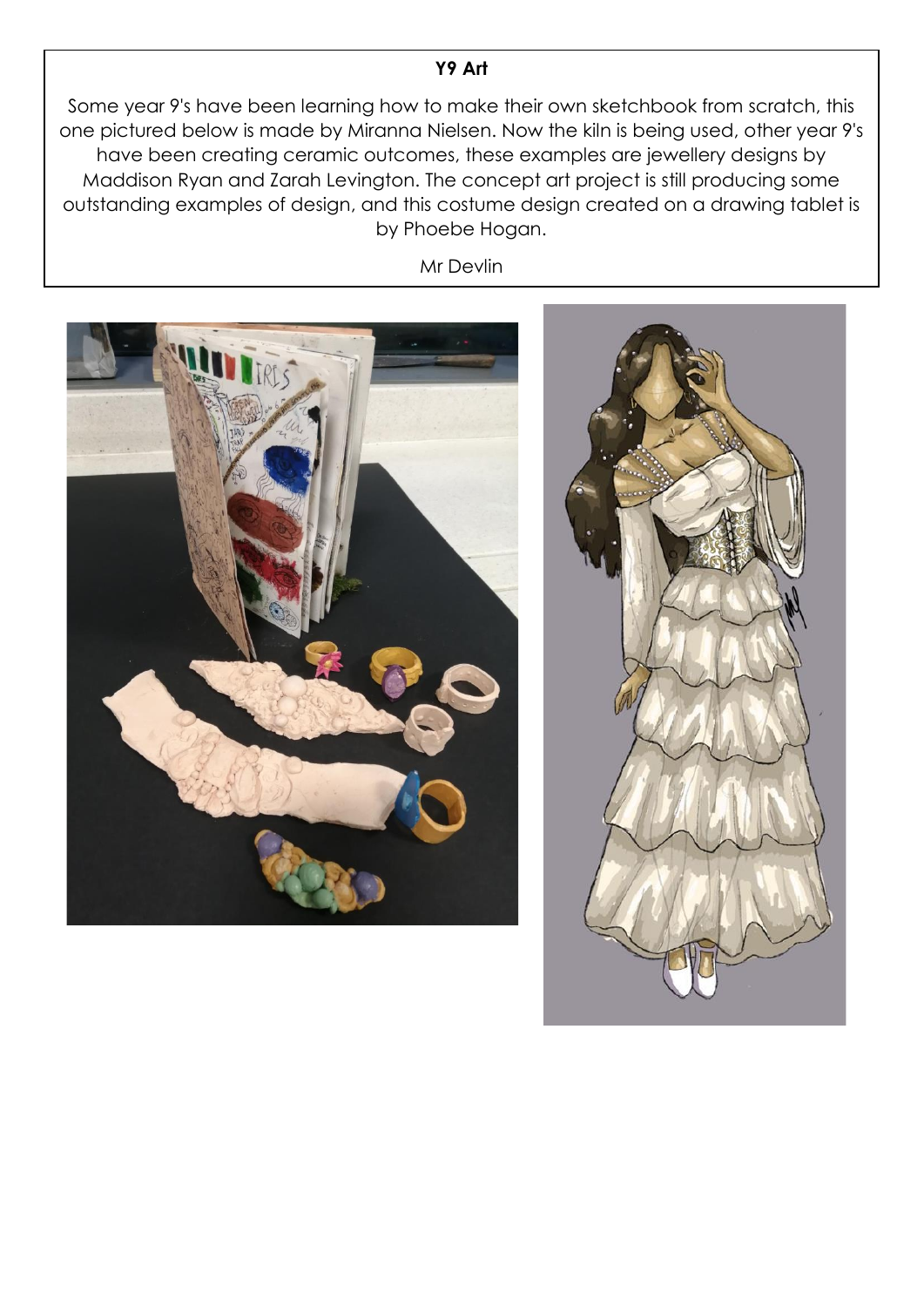**Y9 Art**

Some year 9's have been learning how to make their own sketchbook from scratch, this one pictured below is made by Miranna Nielsen. Now the kiln is being used, other year 9's have been creating ceramic outcomes, these examples are jewellery designs by Maddison Ryan and Zarah Levington. The concept art project is still producing some outstanding examples of design, and this costume design created on a drawing tablet is by Phoebe Hogan.

Mr Devlin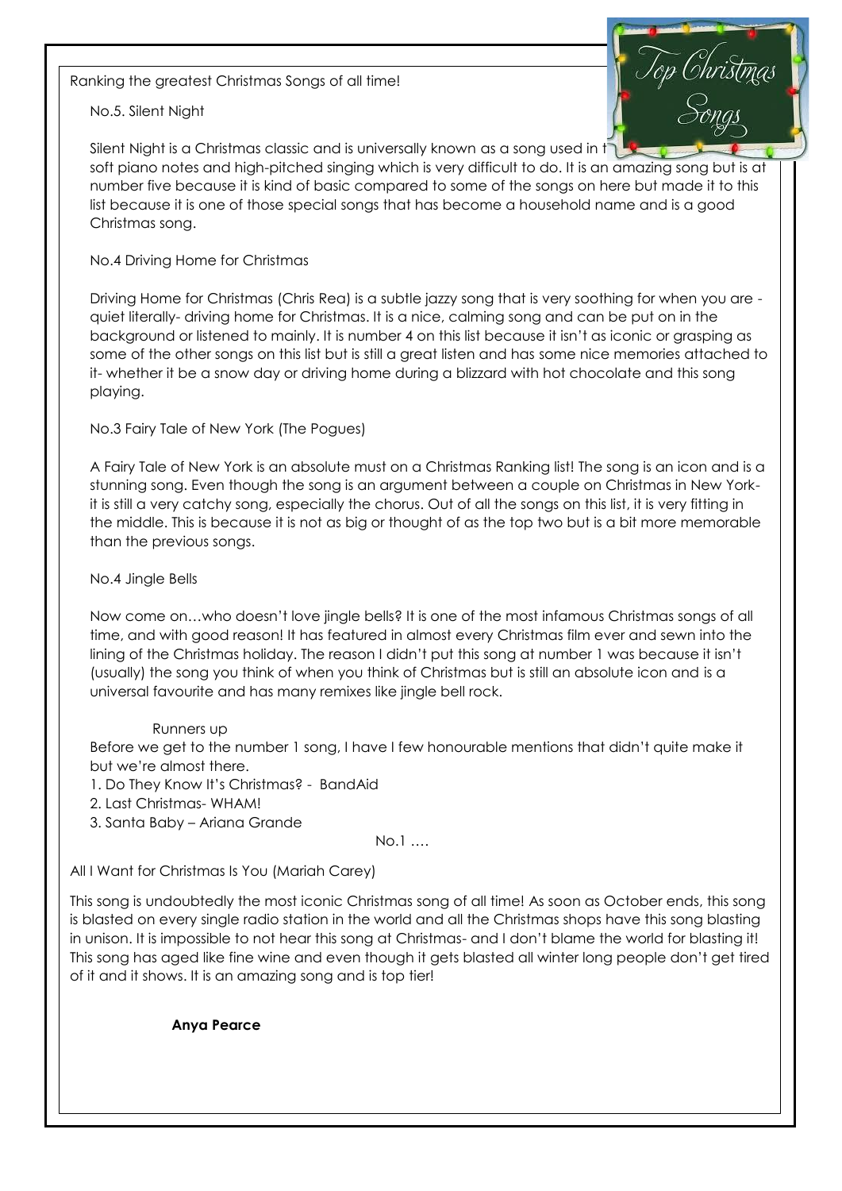Ranking the greatest Christmas Songs of all time!

No.5. Silent Night

Silent Night is a Christmas classic and is universally known as a song used in t soft piano notes and high-pitched singing which is very difficult to do. It is an amazing song but is at number five because it is kind of basic compared to some of the songs on here but made it to this list because it is one of those special songs that has become a household name and is a good Christmas song.

No.4 Driving Home for Christmas

Driving Home for Christmas (Chris Rea) is a subtle jazzy song that is very soothing for when you are -quiet literally- driving home for Christmas. It is a nice, calming song and can be put on in the background or listened to mainly. It is number 4 on this list because it isn't as iconic or grasping as some of the other songs on this list but is still a great listen and has some nice memories attached to it- whether it be a snow day or driving home during a blizzard with hot chocolate and this song playing.

No.3 Fairy Tale of New York (The Pogues)

A Fairy Tale of New York is an absolute must on a Christmas Ranking list! The song is an icon and is a stunning song. Even though the song is an argument between a couple on Christmas in New York- it is still a very catchy song, especially the chorus. Out of all the songs on this list, it is very fitting in the middle. This is because it is not as big or thought of as the top two but is a bit more memorable than the previous songs.

No.4 Jingle Bells

Now come on…who doesn't love jingle bells? It is one of the most infamous Christmas songs of all time, and with good reason! It has featured in almost every Christmas film ever and sewn into the lining of the Christmas holiday. The reason I didn't put this song at number 1 was because it isn't (usually) the song you think of when you think of Christmas but is still an absolute icon and is a universal favourite and has many remixes like jingle bell rock.

Runners up

Before we get to the number 1 song, I have I few honourable mentions that didn't quite make it but we're almost there.

1. Do They Know It's Christmas? - BandAid
2. Last Christmas- WHAM!
3. Santa Baby – Ariana Grande

No.1 ….

All I Want for Christmas Is You (Mariah Carey)

This song is undoubtedly the most iconic Christmas song of all time! As soon as October ends, this song is blasted on every single radio station in the world and all the Christmas shops have this song blasting in unison. It is impossible to not hear this song at Christmas- and I don't blame the world for blasting it! This song has aged like fine wine and even though it gets blasted all winter long people don't get tired of it and it shows. It is an amazing song and is top tier!

**Anya Pearce**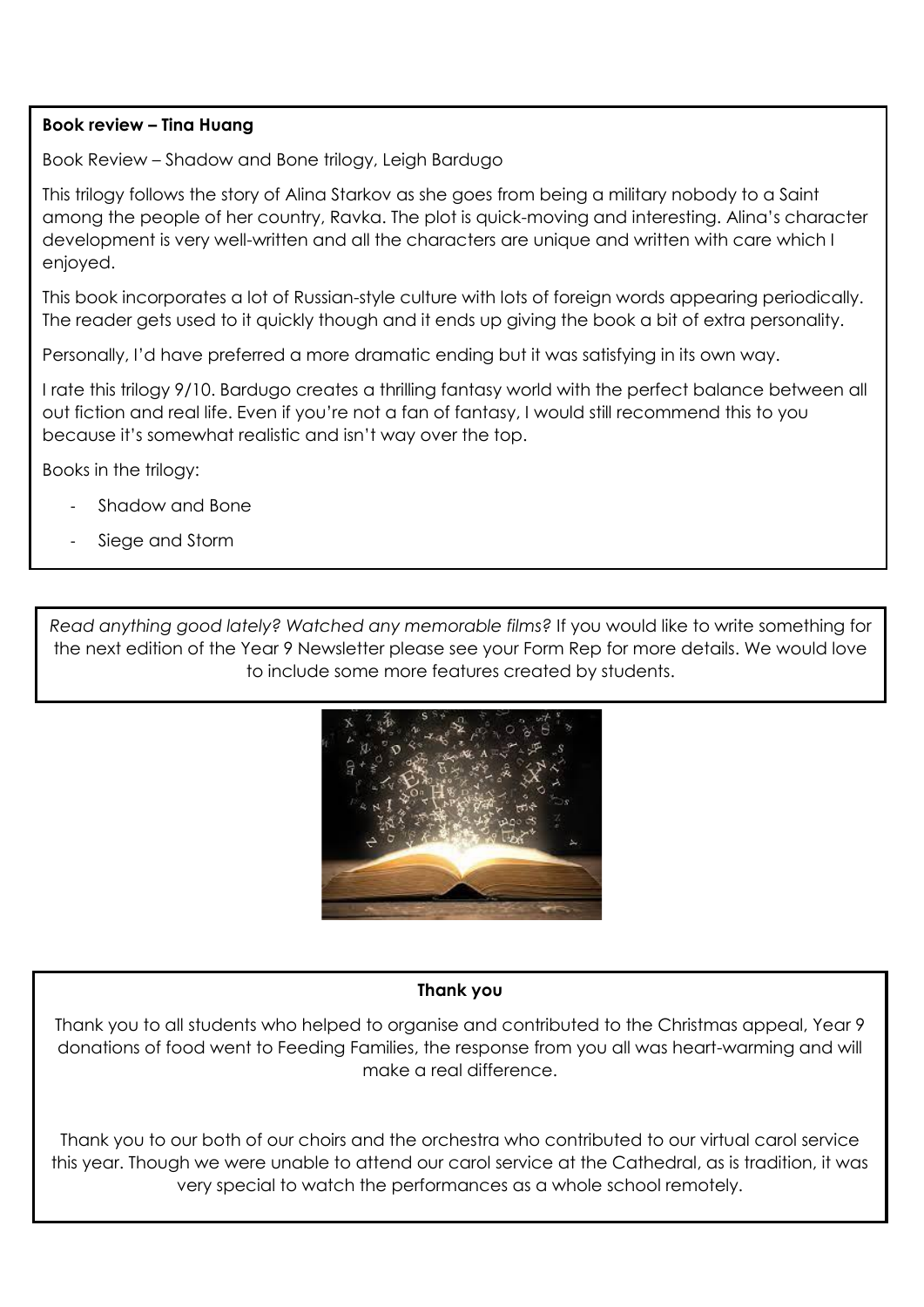**Book review – Tina Huang**

Book Review – Shadow and Bone trilogy, Leigh Bardugo

This trilogy follows the story of Alina Starkov as she goes from being a military nobody to a Saint among the people of her country, Ravka. The plot is quick-moving and interesting. Alina's character development is very well-written and all the characters are unique and written with care which I enjoyed.

This book incorporates a lot of Russian-style culture with lots of foreign words appearing periodically. The reader gets used to it quickly though and it ends up giving the book a bit of extra personality.

Personally, I'd have preferred a more dramatic ending but it was satisfying in its own way.

I rate this trilogy 9/10. Bardugo creates a thrilling fantasy world with the perfect balance between all out fiction and real life. Even if you're not a fan of fantasy, I would still recommend this to you because it's somewhat realistic and isn't way over the top.

Books in the trilogy:

- Shadow and Bone
- Siege and Storm

*Read anything good lately? Watched any memorable films?* If you would like to write something for the next edition of the Year 9 Newsletter please see your Form Rep for more details. We would love to include some more features created by students.

**Thank you**

Thank you to all students who helped to organise and contributed to the Christmas appeal, Year 9 donations of food went to Feeding Families, the response from you all was heart-warming and will make a real difference.

Thank you to our both of our choirs and the orchestra who contributed to our virtual carol service this year. Though we were unable to attend our carol service at the Cathedral, as is tradition, it was very special to watch the performances as a whole school remotely.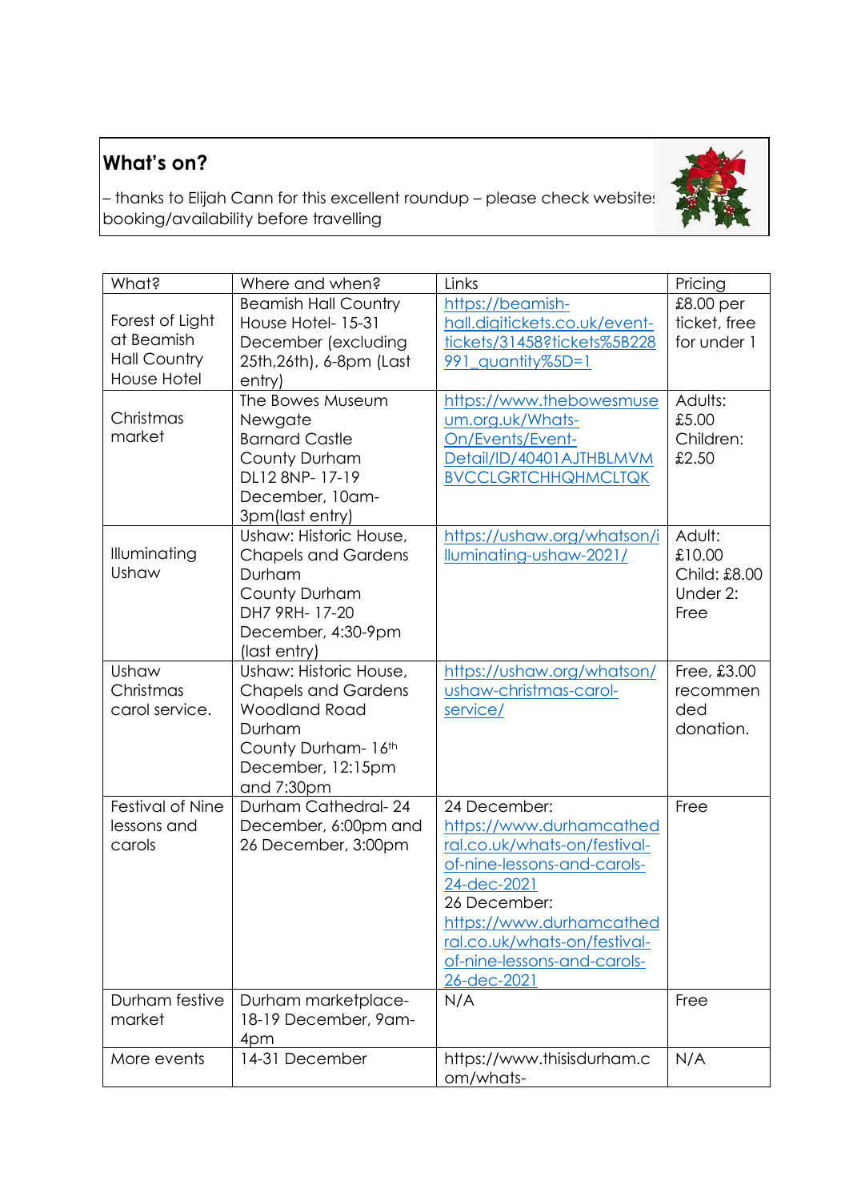## What's on?

– thanks to Elijah Cann for this excellent roundup – please check websites booking/availability before travelling

| What? | Where and when? | Links | Pricing |
|---|---|---|---|
| Forest of Light at Beamish Hall Country House Hotel | Beamish Hall Country House Hotel- 15-31 December (excluding 25th,26th), 6-8pm (Last entry) | https://beamish-hall.digitickets.co.uk/event-tickets/31458?tickets%5B228991_quantity%5D=1 | £8.00 per ticket, free for under 1 |
| Christmas market | The Bowes Museum Newgate Barnard Castle County Durham DL12 8NP- 17-19 December, 10am-3pm(last entry) | https://www.thebowesmuseum.org.uk/Whats-On/Events/Event-Detail/ID/40401AJTHBLMVMBVCCLGRTCHHQHMCLTQK | Adults: £5.00 Children: £2.50 |
| Illuminating Ushaw | Ushaw: Historic House, Chapels and Gardens Durham County Durham DH7 9RH- 17-20 December, 4:30-9pm (last entry) | https://ushaw.org/whatson/illuminating-ushaw-2021/ | Adult: £10.00 Child: £8.00 Under 2: Free |
| Ushaw Christmas carol service. | Ushaw: Historic House, Chapels and Gardens Woodland Road Durham County Durham- 16th December, 12:15pm and 7:30pm | https://ushaw.org/whatson/ushaw-christmas-carol-service/ | Free, £3.00 recommended donation. |
| Festival of Nine lessons and carols | Durham Cathedral- 24 December, 6:00pm and 26 December, 3:00pm | 24 December: https://www.durhamcathedral.co.uk/whats-on/festival-of-nine-lessons-and-carols-24-dec-2021 26 December: https://www.durhamcathedral.co.uk/whats-on/festival-of-nine-lessons-and-carols-26-dec-2021 | Free |
| Durham festive market | Durham marketplace- 18-19 December, 9am-4pm | N/A | Free |
| More events | 14-31 December | https://www.thisisdurham.com/whats- | N/A |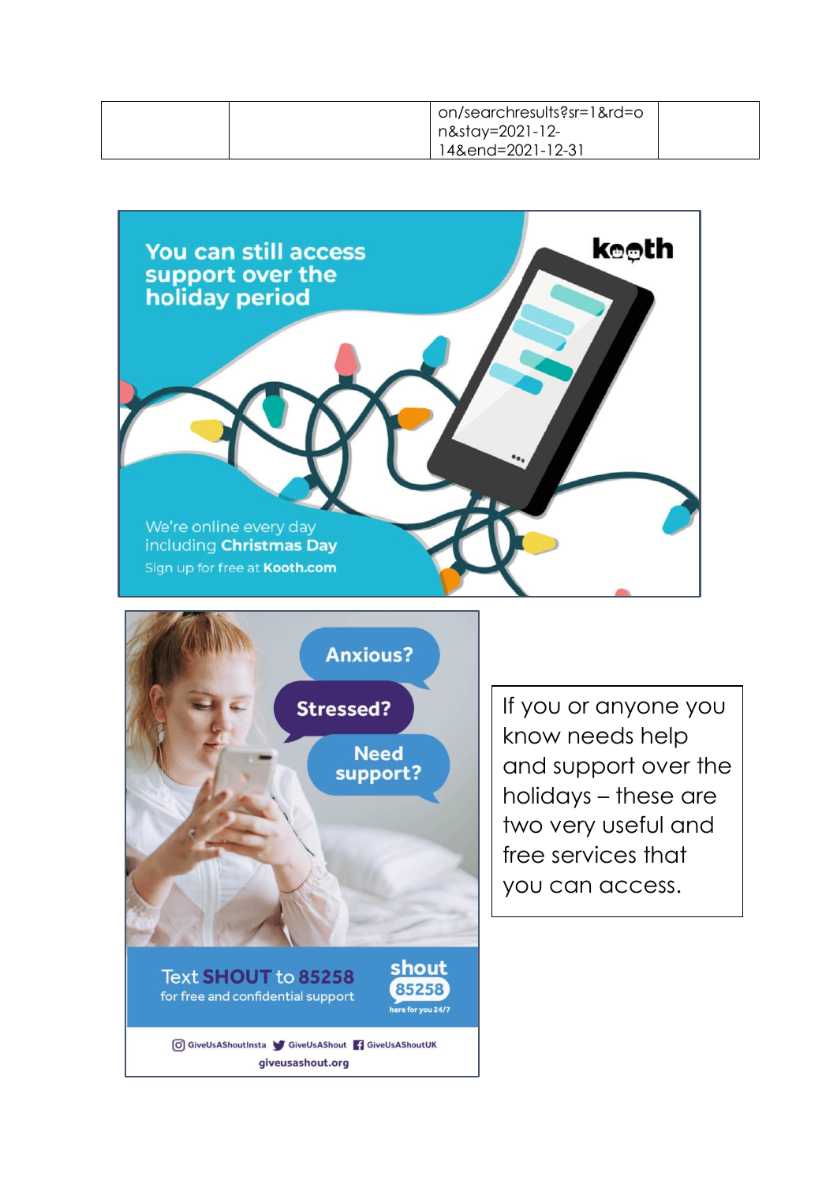| | | | |
|---|---|---|---|
| | | on/searchresults?sr=1&rd=on&stay=2021-12-14&end=2021-12-31 | |

You can still access support over the holiday period

kooth

We're online every day including **Christmas Day**

Sign up for free at **Kooth.com**

Anxious?

Stressed?

Need support?

Text **SHOUT** to **85258** for free and confidential support

shout 85258 here for you 24/7

GiveUsAShoutInsta GiveUsAShout GiveUsAShoutUK

giveusashout.org

If you or anyone you know needs help and support over the holidays – these are two very useful and free services that you can access.